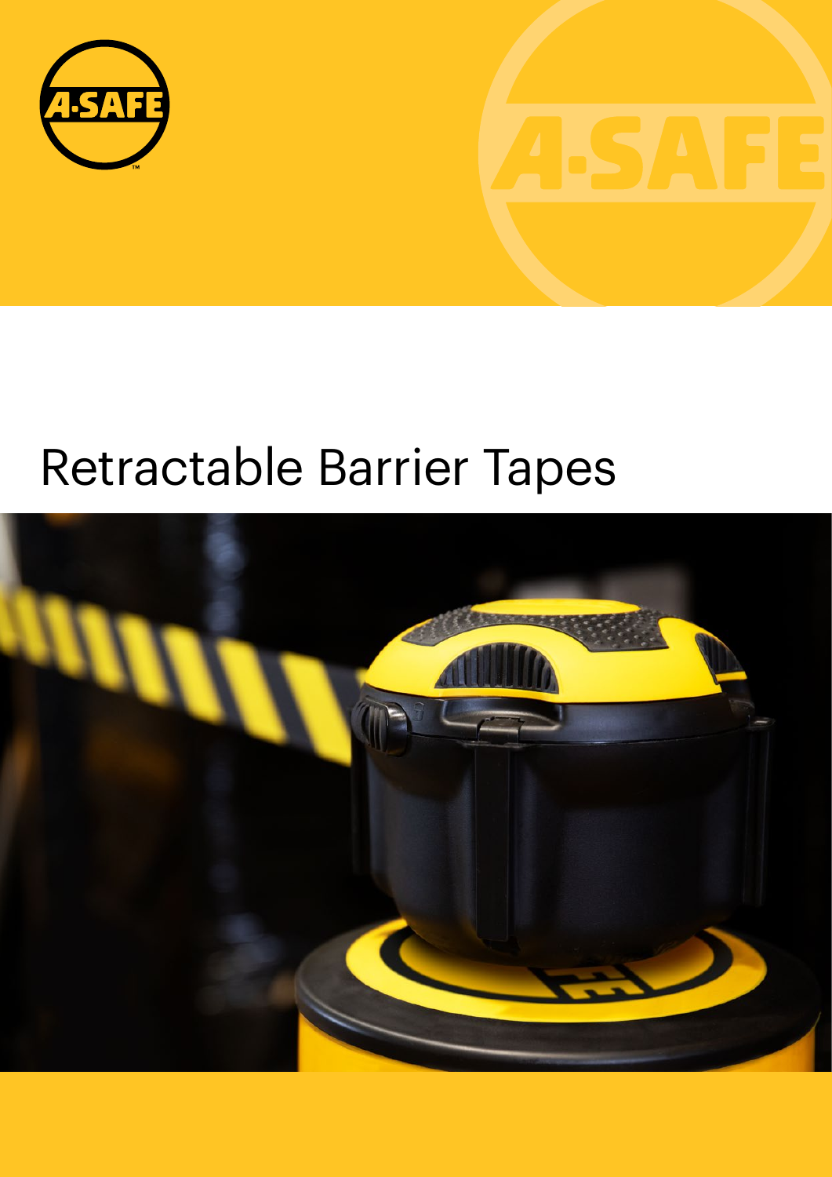# Retractable Barrier Tapes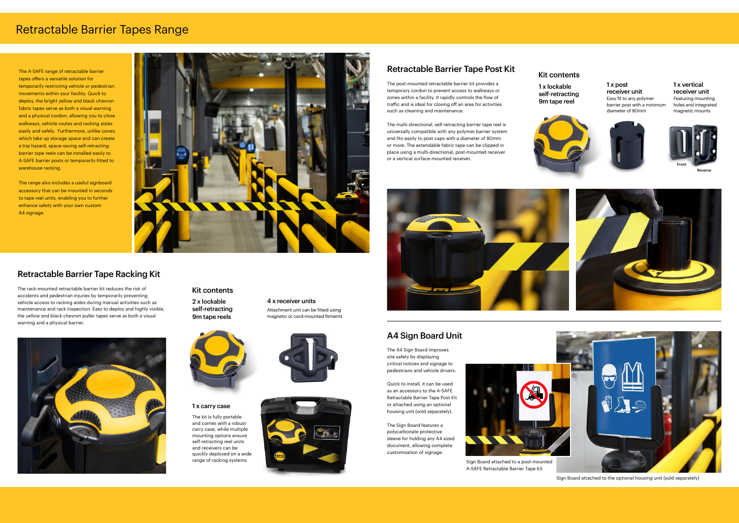# Retractable Barrier Tapes Range

The A-SAFE range of retractable barrier tapes offers a versatile solution for temporarily restricting vehicle or pedestrian movements within your facility. Quick to deploy, the bright yellow and black chevron fabric tapes serve as both a visual warning and a physical cordon, allowing you to close walkways, vehicle routes and racking aisles easily and safely. Furthermore, unlike cones, which take up storage space and can create a trip hazard, space-saving self-retracting barrier tape reels can be installed easily to A-SAFE barrier posts or temporarily fitted to warehouse racking.

The range also includes a useful signboard accessory that can be mounted in seconds to tape reel units, enabling you to further enhance safety with your own custom A4 signage.

## Retractable Barrier Tape Racking Kit

The rack-mounted retractable barrier kit reduces the risk of accidents and pedestrian injuries by temporarily preventing vehicle access to racking aisles during manual activities such as maintenance and rack inspection. Easy to deploy and highly visible, the yellow and black chevron puller tapes serve as both a visual warning and a physical barrier.

### Kit contents

**2 x lockable self-retracting 9m tape reels**

**4 x receiver units**

Attachment unit can be fitted using magnetic or cord-mounted fitments

**1 x carry case**

The kit is fully portable and comes with a robust carry case, while multiple mounting options ensure self-retracting reel units and receivers can be quickly deployed on a wide range of racking systems

## Retractable Barrier Tape Post Kit

The post-mounted retractable barrier kit provides a temporary cordon to prevent access to walkways or zones within a facility. It rapidly controls the flow of traffic and is ideal for closing off an area for activities such as cleaning and maintenance.

The multi-directional, self-retracting barrier tape reel is universally compatible with any polymer barrier system and fits easily to post caps with a diameter of 80mm or more. The extendable fabric tape can be clipped in place using a multi-directional, post-mounted receiver or a vertical surface-mounted receiver.

### Kit contents

**1 x lockable self-retracting 9m tape reel**

**1 x post receiver unit**

Easy fit to any polymer barrier post with a minimum diameter of 80mm

**1 x vertical receiver unit**

Featuring mounting holes and integrated magnetic mounts

Front

Reverse

## A4 Sign Board Unit

The A4 Sign Board improves site safety by displaying critical notices and signage to pedestrians and vehicle drivers.

Quick to install, it can be used as an accessory to the A-SAFE Retractable Barrier Tape Post Kit or attached using an optional housing unit (sold separately).

The Sign Board features a polycarbonate protective sleeve for holding any A4 sized document, allowing complete customisation of signage.

Sign Board attached to a post-mounted A-SAFE Retractable Barrier Tape Kit

Sign Board attached to the optional housing unit (sold separately)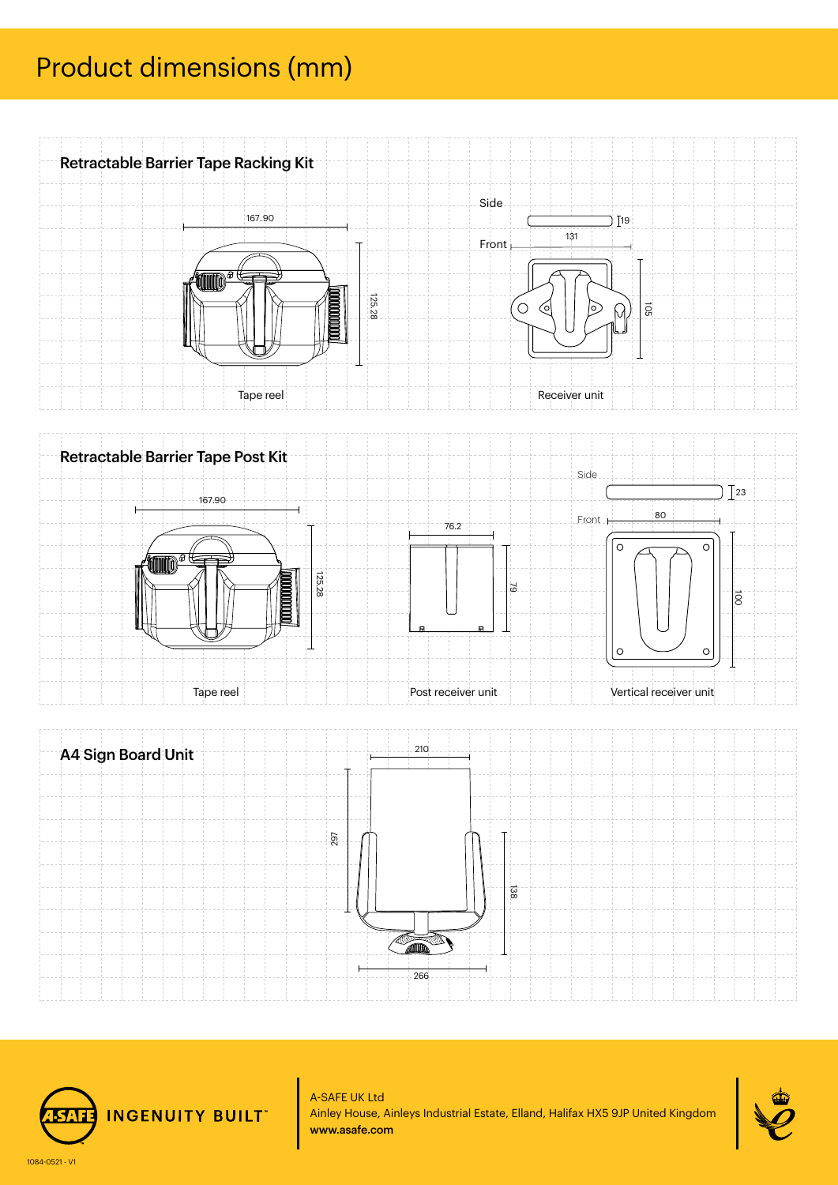# Product dimensions (mm)

## Retractable Barrier Tape Racking Kit

167.90

125.28

Tape reel

Side

19

131

Front

105

Receiver unit

## Retractable Barrier Tape Post Kit

167.90

125.28

Tape reel

76.2

79

Post receiver unit

Side

23

Front

80

100

Vertical receiver unit

## A4 Sign Board Unit

210

297

138

266

A-SAFE INGENUITY BUILT™

A-SAFE UK Ltd
Ainley House, Ainleys Industrial Estate, Elland, Halifax HX5 9JP United Kingdom
**www.asafe.com**

1084-0521 - V1